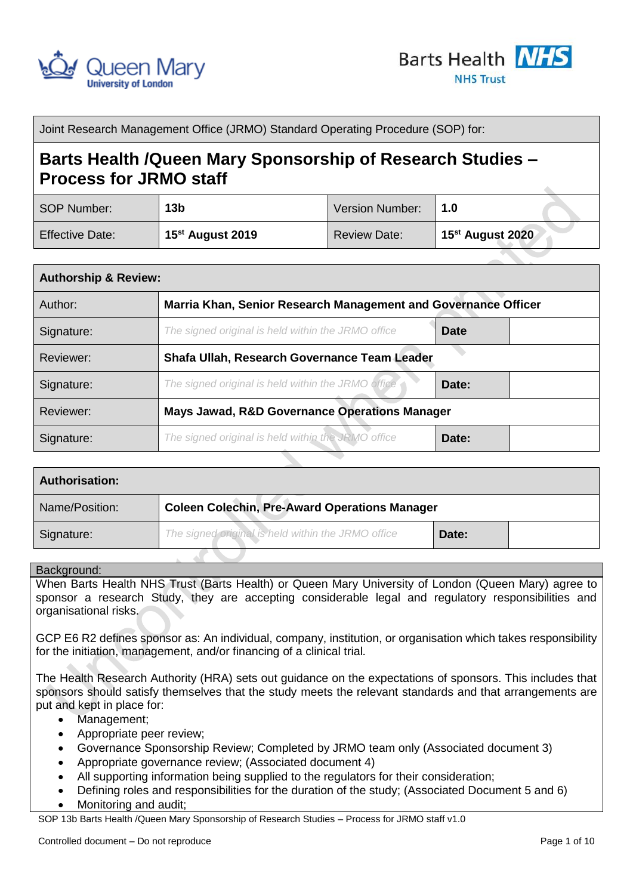| Joint Research Management Office (JRMO) Standard Operating Procedure (SOP) for: | | | |
|---|---|---|---|
| **Barts Health /Queen Mary Sponsorship of Research Studies – Process for JRMO staff** | | | |
| SOP Number: | **13b** | Version Number: | **1.0** |
| Effective Date: | **15st August 2019** | Review Date: | **15st August 2020** |

| Authorship & Review: | | | |
|---|---|---|---|
| Author: | **Marria Khan, Senior Research Management and Governance Officer** | | |
| Signature: | *The signed original is held within the JRMO office* | **Date** | |
| Reviewer: | **Shafa Ullah, Research Governance Team Leader** | | |
| Signature: | *The signed original is held within the JRMO office* | **Date:** | |
| Reviewer: | **Mays Jawad, R&D Governance Operations Manager** | | |
| Signature: | *The signed original is held within the JRMO office* | **Date:** | |

| Authorisation: | | | |
|---|---|---|---|
| Name/Position: | **Coleen Colechin, Pre-Award Operations Manager** | | |
| Signature: | *The signed original is held within the JRMO office* | **Date:** | |

## Background:

When Barts Health NHS Trust (Barts Health) or Queen Mary University of London (Queen Mary) agree to sponsor a research Study, they are accepting considerable legal and regulatory responsibilities and organisational risks.

GCP E6 R2 defines sponsor as: An individual, company, institution, or organisation which takes responsibility for the initiation, management, and/or financing of a clinical trial.

The Health Research Authority (HRA) sets out guidance on the expectations of sponsors. This includes that sponsors should satisfy themselves that the study meets the relevant standards and that arrangements are put and kept in place for:

- Management;
- Appropriate peer review;
- Governance Sponsorship Review; Completed by JRMO team only (Associated document 3)
- Appropriate governance review; (Associated document 4)
- All supporting information being supplied to the regulators for their consideration;
- Defining roles and responsibilities for the duration of the study; (Associated Document 5 and 6)
- Monitoring and audit;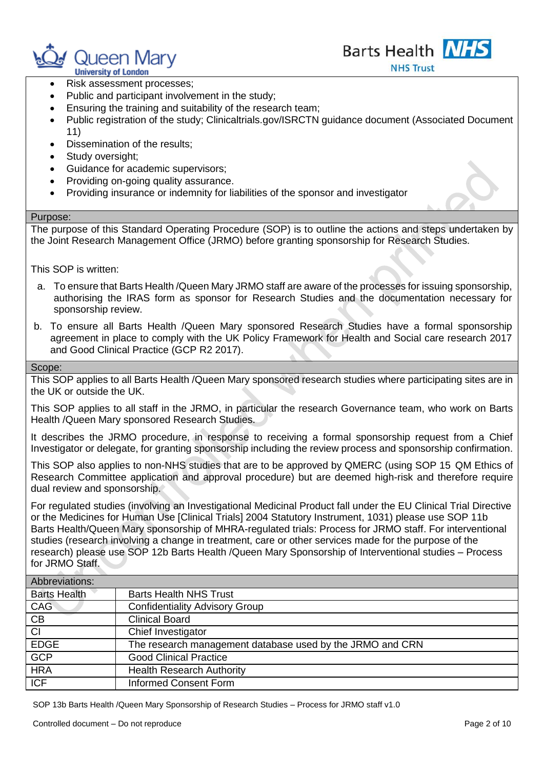- Risk assessment processes;
- Public and participant involvement in the study;
- Ensuring the training and suitability of the research team;
- Public registration of the study; Clinicaltrials.gov/ISRCTN guidance document (Associated Document 11)
- Dissemination of the results;
- Study oversight;
- Guidance for academic supervisors;
- Providing on-going quality assurance.
- Providing insurance or indemnity for liabilities of the sponsor and investigator

## Purpose:

The purpose of this Standard Operating Procedure (SOP) is to outline the actions and steps undertaken by the Joint Research Management Office (JRMO) before granting sponsorship for Research Studies.

This SOP is written:

a. To ensure that Barts Health /Queen Mary JRMO staff are aware of the processes for issuing sponsorship, authorising the IRAS form as sponsor for Research Studies and the documentation necessary for sponsorship review.

b. To ensure all Barts Health /Queen Mary sponsored Research Studies have a formal sponsorship agreement in place to comply with the UK Policy Framework for Health and Social care research 2017 and Good Clinical Practice (GCP R2 2017).

## Scope:

This SOP applies to all Barts Health /Queen Mary sponsored research studies where participating sites are in the UK or outside the UK.

This SOP applies to all staff in the JRMO, in particular the research Governance team, who work on Barts Health /Queen Mary sponsored Research Studies.

It describes the JRMO procedure, in response to receiving a formal sponsorship request from a Chief Investigator or delegate, for granting sponsorship including the review process and sponsorship confirmation.

This SOP also applies to non-NHS studies that are to be approved by QMERC (using SOP 15 QM Ethics of Research Committee application and approval procedure) but are deemed high-risk and therefore require dual review and sponsorship.

For regulated studies (involving an Investigational Medicinal Product fall under the EU Clinical Trial Directive or the Medicines for Human Use [Clinical Trials] 2004 Statutory Instrument, 1031) please use SOP 11b Barts Health/Queen Mary sponsorship of MHRA-regulated trials: Process for JRMO staff. For interventional studies (research involving a change in treatment, care or other services made for the purpose of the research) please use SOP 12b Barts Health /Queen Mary Sponsorship of Interventional studies – Process for JRMO Staff.

## Abbreviations:

| Abbreviation | Meaning |
|---|---|
| Barts Health | Barts Health NHS Trust |
| CAG | Confidentiality Advisory Group |
| CB | Clinical Board |
| CI | Chief Investigator |
| EDGE | The research management database used by the JRMO and CRN |
| GCP | Good Clinical Practice |
| HRA | Health Research Authority |
| ICF | Informed Consent Form |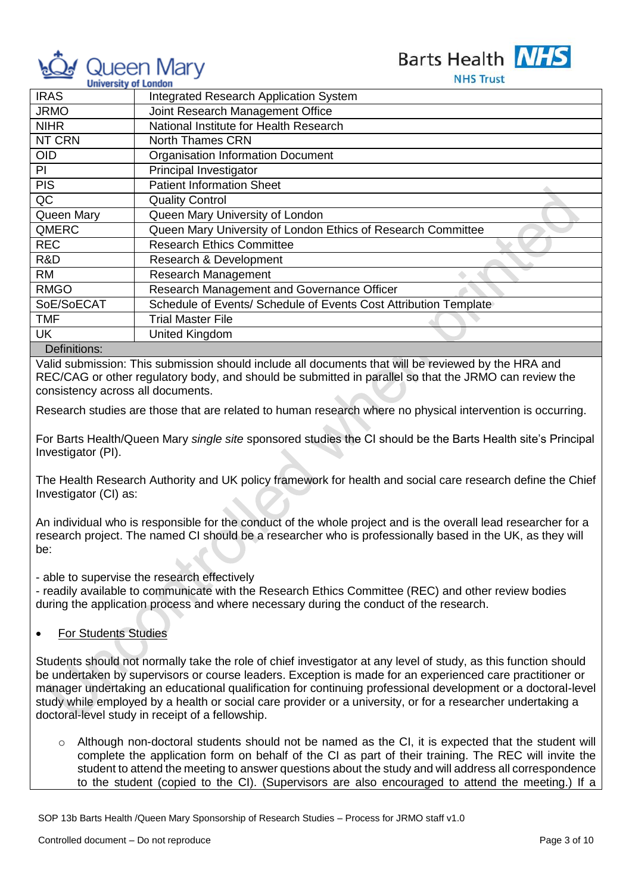| | |
|---|---|
| IRAS | Integrated Research Application System |
| JRMO | Joint Research Management Office |
| NIHR | National Institute for Health Research |
| NT CRN | North Thames CRN |
| OID | Organisation Information Document |
| PI | Principal Investigator |
| PIS | Patient Information Sheet |
| QC | Quality Control |
| Queen Mary | Queen Mary University of London |
| QMERC | Queen Mary University of London Ethics of Research Committee |
| REC | Research Ethics Committee |
| R&D | Research & Development |
| RM | Research Management |
| RMGO | Research Management and Governance Officer |
| SoE/SoECAT | Schedule of Events/ Schedule of Events Cost Attribution Template |
| TMF | Trial Master File |
| UK | United Kingdom |

Definitions:

Valid submission: This submission should include all documents that will be reviewed by the HRA and REC/CAG or other regulatory body, and should be submitted in parallel so that the JRMO can review the consistency across all documents.

Research studies are those that are related to human research where no physical intervention is occurring.

For Barts Health/Queen Mary *single site* sponsored studies the CI should be the Barts Health site's Principal Investigator (PI).

The Health Research Authority and UK policy framework for health and social care research define the Chief Investigator (CI) as:

An individual who is responsible for the conduct of the whole project and is the overall lead researcher for a research project. The named CI should be a researcher who is professionally based in the UK, as they will be:

- able to supervise the research effectively
- readily available to communicate with the Research Ethics Committee (REC) and other review bodies during the application process and where necessary during the conduct of the research.

- For Students Studies

Students should not normally take the role of chief investigator at any level of study, as this function should be undertaken by supervisors or course leaders. Exception is made for an experienced care practitioner or manager undertaking an educational qualification for continuing professional development or a doctoral-level study while employed by a health or social care provider or a university, or for a researcher undertaking a doctoral-level study in receipt of a fellowship.

- Although non-doctoral students should not be named as the CI, it is expected that the student will complete the application form on behalf of the CI as part of their training. The REC will invite the student to attend the meeting to answer questions about the study and will address all correspondence to the student (copied to the CI). (Supervisors are also encouraged to attend the meeting.) If a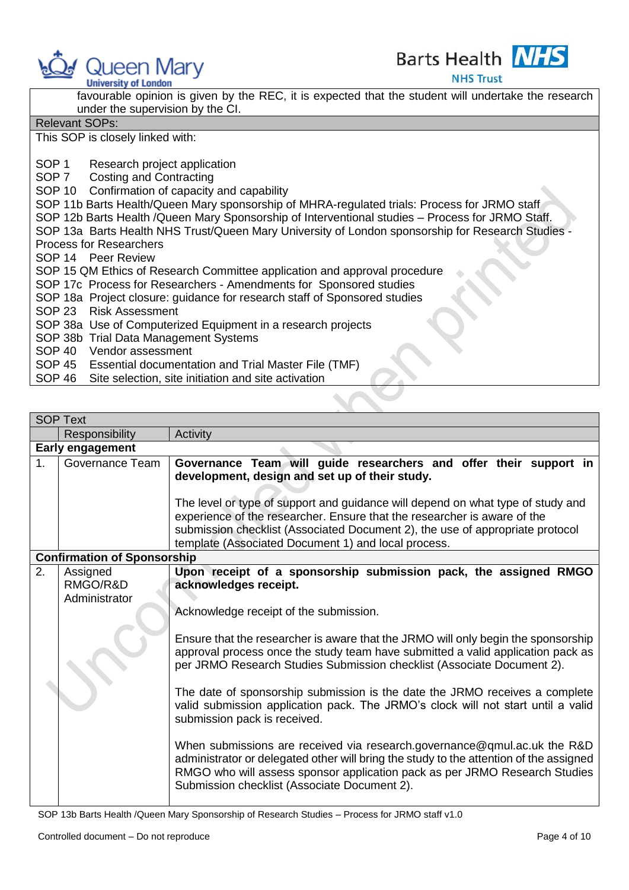favourable opinion is given by the REC, it is expected that the student will undertake the research under the supervision by the CI.

**Relevant SOPs:**

This SOP is closely linked with:

SOP 1 Research project application
SOP 7 Costing and Contracting
SOP 10 Confirmation of capacity and capability
SOP 11b Barts Health/Queen Mary sponsorship of MHRA-regulated trials: Process for JRMO staff
SOP 12b Barts Health /Queen Mary Sponsorship of Interventional studies – Process for JRMO Staff.
SOP 13a Barts Health NHS Trust/Queen Mary University of London sponsorship for Research Studies - Process for Researchers
SOP 14 Peer Review
SOP 15 QM Ethics of Research Committee application and approval procedure
SOP 17c Process for Researchers - Amendments for Sponsored studies
SOP 18a Project closure: guidance for research staff of Sponsored studies
SOP 23 Risk Assessment
SOP 38a Use of Computerized Equipment in a research projects
SOP 38b Trial Data Management Systems
SOP 40 Vendor assessment
SOP 45 Essential documentation and Trial Master File (TMF)
SOP 46 Site selection, site initiation and site activation

| SOP Text | | |
|---|---|---|
| | Responsibility | Activity |
| **Early engagement** | | |
| 1. | Governance Team | **Governance Team will guide researchers and offer their support in development, design and set up of their study.**<br><br>The level or type of support and guidance will depend on what type of study and experience of the researcher. Ensure that the researcher is aware of the submission checklist (Associated Document 2), the use of appropriate protocol template (Associated Document 1) and local process. |
| **Confirmation of Sponsorship** | | |
| 2. | Assigned RMGO/R&D Administrator | **Upon receipt of a sponsorship submission pack, the assigned RMGO acknowledges receipt.**<br><br>Acknowledge receipt of the submission.<br><br>Ensure that the researcher is aware that the JRMO will only begin the sponsorship approval process once the study team have submitted a valid application pack as per JRMO Research Studies Submission checklist (Associate Document 2).<br><br>The date of sponsorship submission is the date the JRMO receives a complete valid submission application pack. The JRMO's clock will not start until a valid submission pack is received.<br><br>When submissions are received via research.governance@qmul.ac.uk the R&D administrator or delegated other will bring the study to the attention of the assigned RMGO who will assess sponsor application pack as per JRMO Research Studies Submission checklist (Associate Document 2). |

SOP 13b Barts Health /Queen Mary Sponsorship of Research Studies – Process for JRMO staff v1.0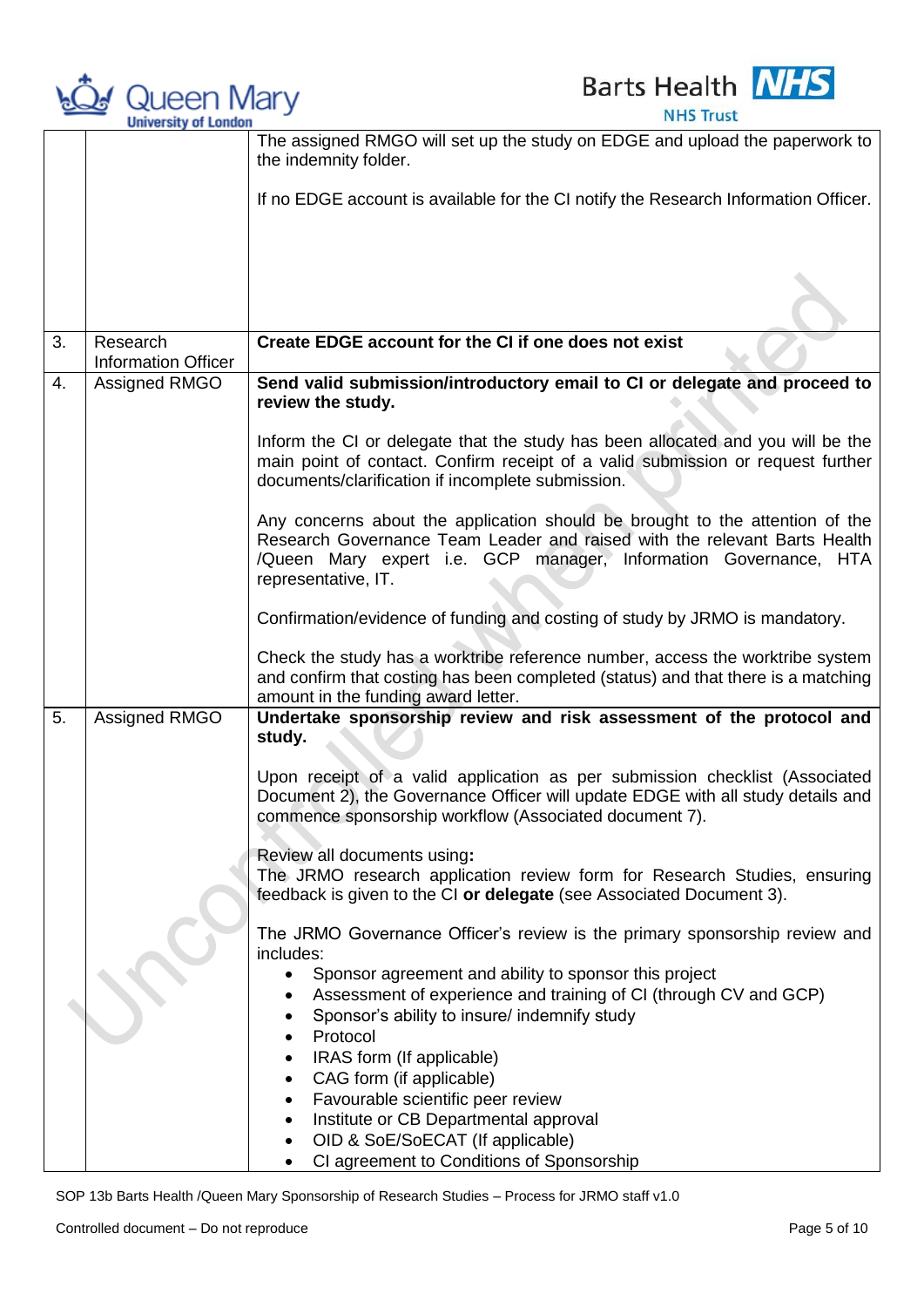| | | |
|---|---|---|
| | | The assigned RMGO will set up the study on EDGE and upload the paperwork to the indemnity folder.<br><br>If no EDGE account is available for the CI notify the Research Information Officer. |
| 3. | Research Information Officer | **Create EDGE account for the CI if one does not exist** |
| 4. | Assigned RMGO | **Send valid submission/introductory email to CI or delegate and proceed to review the study.**<br><br>Inform the CI or delegate that the study has been allocated and you will be the main point of contact. Confirm receipt of a valid submission or request further documents/clarification if incomplete submission.<br><br>Any concerns about the application should be brought to the attention of the Research Governance Team Leader and raised with the relevant Barts Health /Queen Mary expert i.e. GCP manager, Information Governance, HTA representative, IT.<br><br>Confirmation/evidence of funding and costing of study by JRMO is mandatory.<br><br>Check the study has a worktribe reference number, access the worktribe system and confirm that costing has been completed (status) and that there is a matching amount in the funding award letter. |
| 5. | Assigned RMGO | **Undertake sponsorship review and risk assessment of the protocol and study.**<br><br>Upon receipt of a valid application as per submission checklist (Associated Document 2), the Governance Officer will update EDGE with all study details and commence sponsorship workflow (Associated document 7).<br><br>Review all documents using**:**<br>The JRMO research application review form for Research Studies, ensuring feedback is given to the CI **or delegate** (see Associated Document 3).<br><br>The JRMO Governance Officer's review is the primary sponsorship review and includes:<br>• Sponsor agreement and ability to sponsor this project<br>• Assessment of experience and training of CI (through CV and GCP)<br>• Sponsor's ability to insure/ indemnify study<br>• Protocol<br>• IRAS form (If applicable)<br>• CAG form (if applicable)<br>• Favourable scientific peer review<br>• Institute or CB Departmental approval<br>• OID & SoE/SoECAT (If applicable)<br>• CI agreement to Conditions of Sponsorship |

SOP 13b Barts Health /Queen Mary Sponsorship of Research Studies – Process for JRMO staff v1.0

Controlled document – Do not reproduce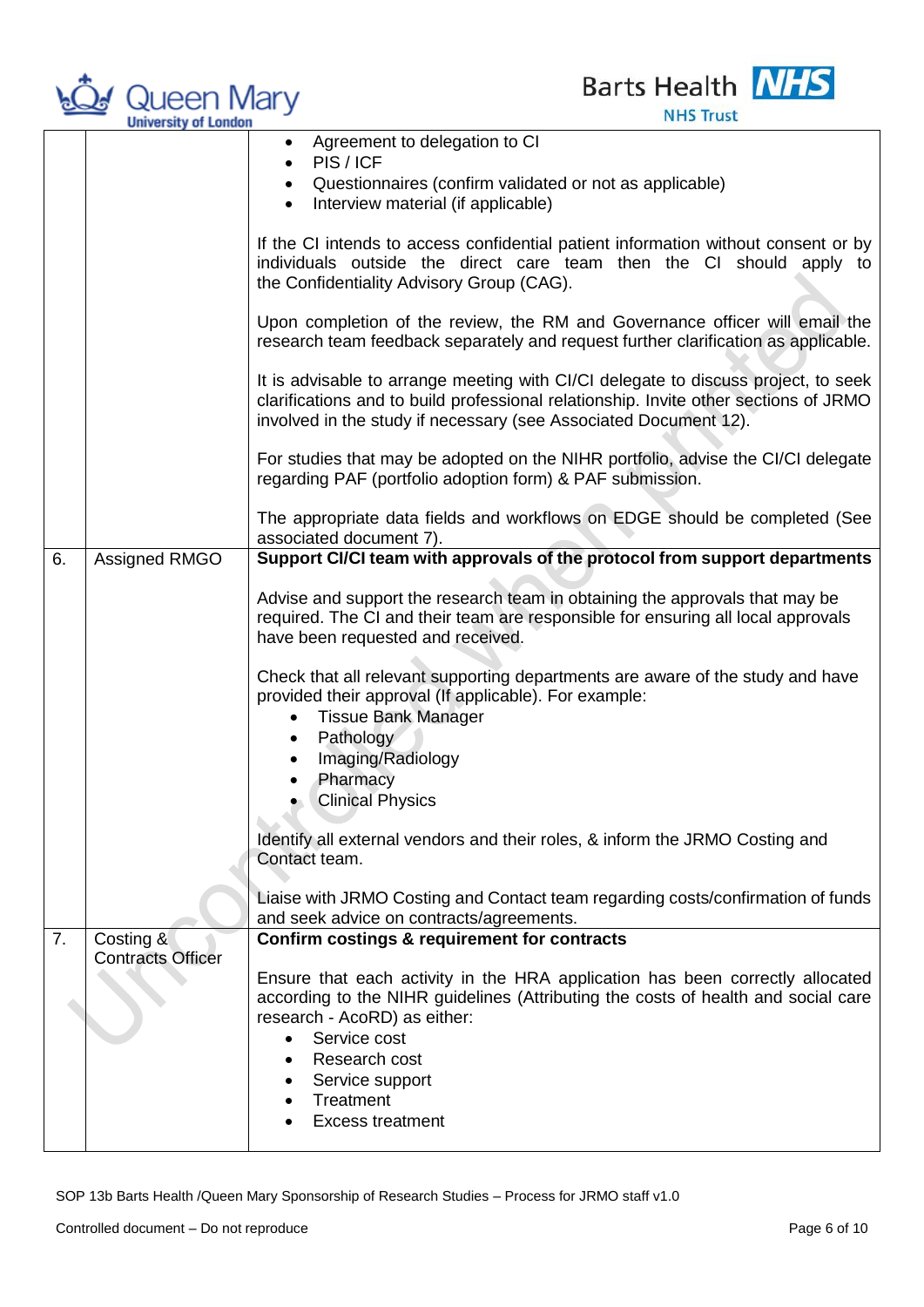| | | |
|---|---|---|
| | | • Agreement to delegation to CI<br>• PIS / ICF<br>• Questionnaires (confirm validated or not as applicable)<br>• Interview material (if applicable)<br><br>If the CI intends to access confidential patient information without consent or by individuals outside the direct care team then the CI should apply to the Confidentiality Advisory Group (CAG).<br><br>Upon completion of the review, the RM and Governance officer will email the research team feedback separately and request further clarification as applicable.<br><br>It is advisable to arrange meeting with CI/CI delegate to discuss project, to seek clarifications and to build professional relationship. Invite other sections of JRMO involved in the study if necessary (see Associated Document 12).<br><br>For studies that may be adopted on the NIHR portfolio, advise the CI/CI delegate regarding PAF (portfolio adoption form) & PAF submission.<br><br>The appropriate data fields and workflows on EDGE should be completed (See associated document 7). |
| 6. | Assigned RMGO | **Support CI/CI team with approvals of the protocol from support departments**<br><br>Advise and support the research team in obtaining the approvals that may be required. The CI and their team are responsible for ensuring all local approvals have been requested and received.<br><br>Check that all relevant supporting departments are aware of the study and have provided their approval (If applicable). For example:<br>• Tissue Bank Manager<br>• Pathology<br>• Imaging/Radiology<br>• Pharmacy<br>• Clinical Physics<br><br>Identify all external vendors and their roles, & inform the JRMO Costing and Contact team.<br><br>Liaise with JRMO Costing and Contact team regarding costs/confirmation of funds and seek advice on contracts/agreements. |
| 7. | Costing & Contracts Officer | **Confirm costings & requirement for contracts**<br><br>Ensure that each activity in the HRA application has been correctly allocated according to the NIHR guidelines (Attributing the costs of health and social care research - AcoRD) as either:<br>• Service cost<br>• Research cost<br>• Service support<br>• Treatment<br>• Excess treatment |

SOP 13b Barts Health /Queen Mary Sponsorship of Research Studies – Process for JRMO staff v1.0

Controlled document – Do not reproduce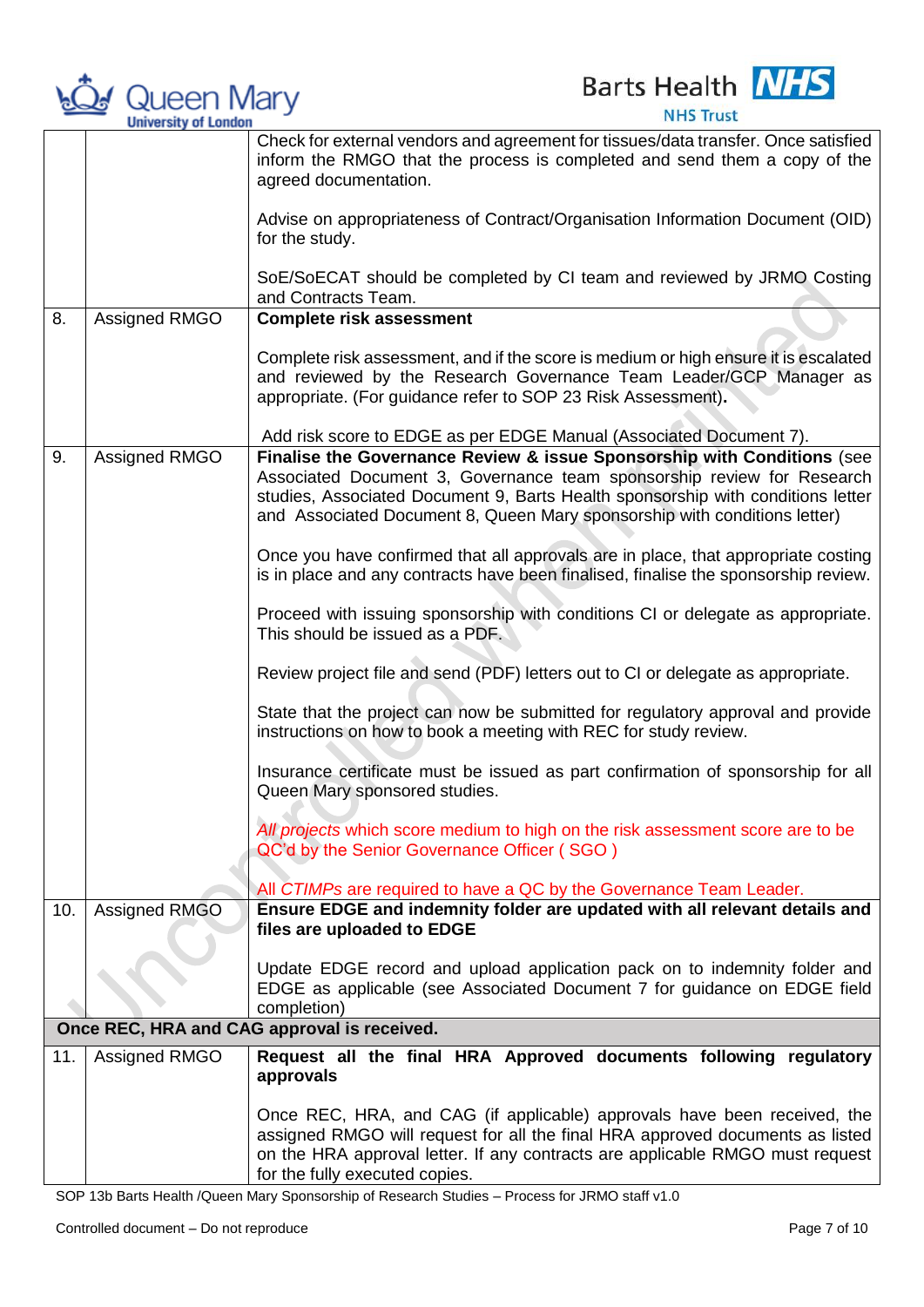| | | |
|---|---|---|
| | | Check for external vendors and agreement for tissues/data transfer. Once satisfied inform the RMGO that the process is completed and send them a copy of the agreed documentation.<br><br>Advise on appropriateness of Contract/Organisation Information Document (OID) for the study.<br><br>SoE/SoECAT should be completed by CI team and reviewed by JRMO Costing and Contracts Team. |
| 8. | Assigned RMGO | **Complete risk assessment**<br><br>Complete risk assessment, and if the score is medium or high ensure it is escalated and reviewed by the Research Governance Team Leader/GCP Manager as appropriate. (For guidance refer to SOP 23 Risk Assessment).<br><br>Add risk score to EDGE as per EDGE Manual (Associated Document 7). |
| 9. | Assigned RMGO | **Finalise the Governance Review & issue Sponsorship with Conditions** (see Associated Document 3, Governance team sponsorship review for Research studies, Associated Document 9, Barts Health sponsorship with conditions letter and Associated Document 8, Queen Mary sponsorship with conditions letter)<br><br>Once you have confirmed that all approvals are in place, that appropriate costing is in place and any contracts have been finalised, finalise the sponsorship review.<br><br>Proceed with issuing sponsorship with conditions CI or delegate as appropriate. This should be issued as a PDF.<br><br>Review project file and send (PDF) letters out to CI or delegate as appropriate.<br><br>State that the project can now be submitted for regulatory approval and provide instructions on how to book a meeting with REC for study review.<br><br>Insurance certificate must be issued as part confirmation of sponsorship for all Queen Mary sponsored studies.<br><br>*All projects* which score medium to high on the risk assessment score are to be QC'd by the Senior Governance Officer ( SGO )<br><br>All *CTIMPs* are required to have a QC by the Governance Team Leader. |
| 10. | Assigned RMGO | **Ensure EDGE and indemnity folder are updated with all relevant details and files are uploaded to EDGE**<br><br>Update EDGE record and upload application pack on to indemnity folder and EDGE as applicable (see Associated Document 7 for guidance on EDGE field completion) |
| **Once REC, HRA and CAG approval is received.** | | |
| 11. | Assigned RMGO | **Request all the final HRA Approved documents following regulatory approvals**<br><br>Once REC, HRA, and CAG (if applicable) approvals have been received, the assigned RMGO will request for all the final HRA approved documents as listed on the HRA approval letter. If any contracts are applicable RMGO must request for the fully executed copies. |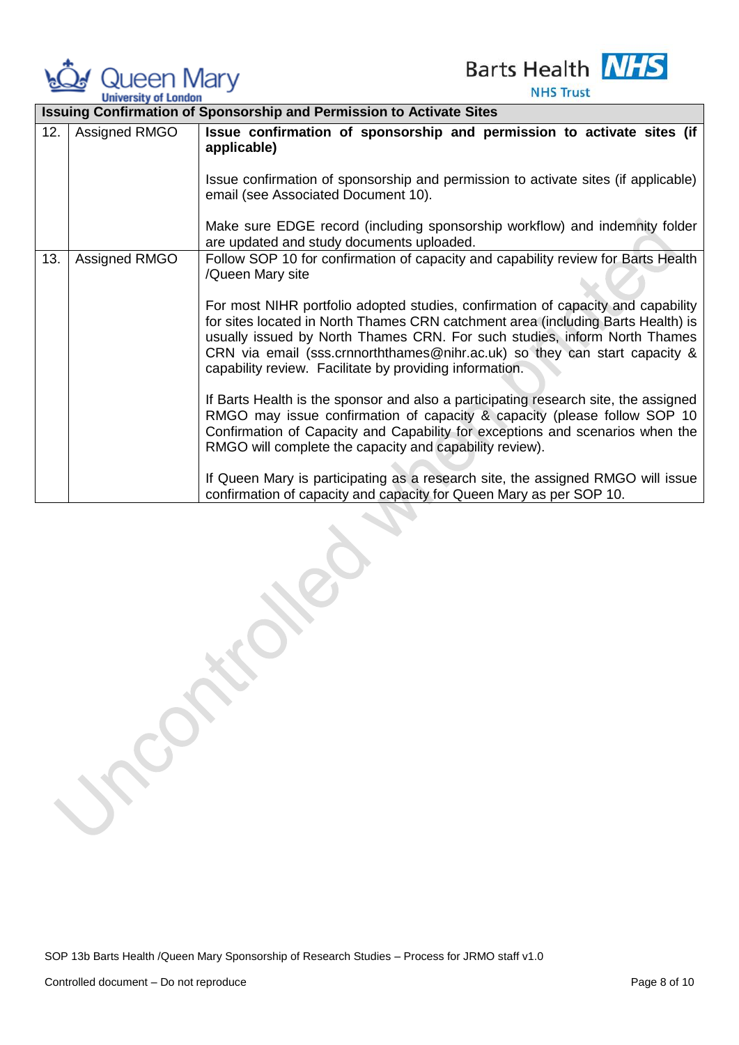| Issuing Confirmation of Sponsorship and Permission to Activate Sites | | |
|---|---|---|
| 12. | Assigned RMGO | **Issue confirmation of sponsorship and permission to activate sites (if applicable)**<br><br>Issue confirmation of sponsorship and permission to activate sites (if applicable) email (see Associated Document 10).<br><br>Make sure EDGE record (including sponsorship workflow) and indemnity folder are updated and study documents uploaded. |
| 13. | Assigned RMGO | Follow SOP 10 for confirmation of capacity and capability review for Barts Health /Queen Mary site<br><br>For most NIHR portfolio adopted studies, confirmation of capacity and capability for sites located in North Thames CRN catchment area (including Barts Health) is usually issued by North Thames CRN. For such studies, inform North Thames CRN via email (sss.crnnorththames@nihr.ac.uk) so they can start capacity & capability review. Facilitate by providing information.<br><br>If Barts Health is the sponsor and also a participating research site, the assigned RMGO may issue confirmation of capacity & capacity (please follow SOP 10 Confirmation of Capacity and Capability for exceptions and scenarios when the RMGO will complete the capacity and capability review).<br><br>If Queen Mary is participating as a research site, the assigned RMGO will issue confirmation of capacity and capacity for Queen Mary as per SOP 10. |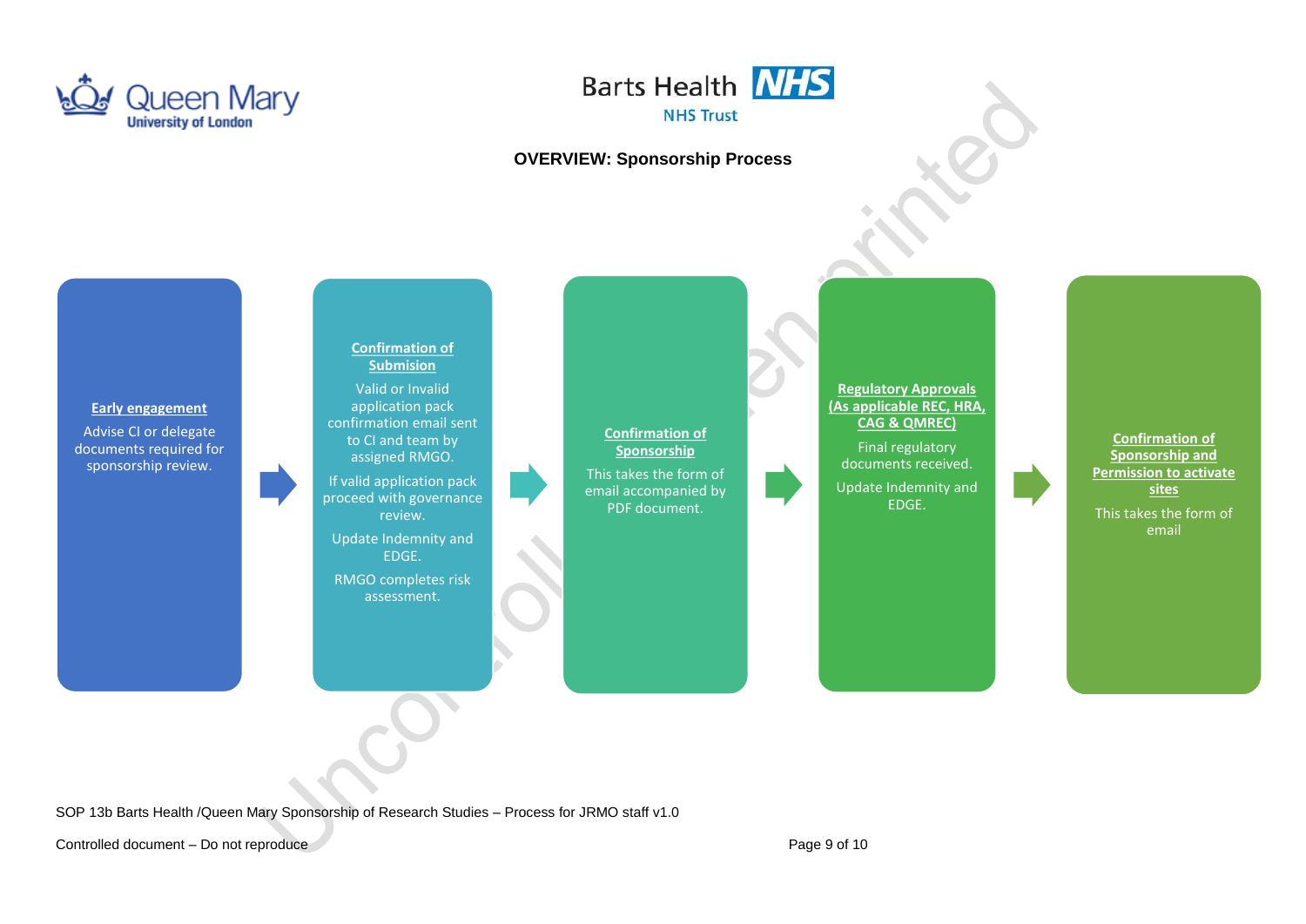## OVERVIEW: Sponsorship Process

**Early engagement**

Advise CI or delegate documents required for sponsorship review.

→

**Confirmation of Submision**

Valid or Invalid application pack confirmation email sent to CI and team by assigned RMGO.

If valid application pack proceed with governance review.

Update Indemnity and EDGE.

RMGO completes risk assessment.

→

**Confirmation of Sponsorship**

This takes the form of email accompanied by PDF document.

→

**Regulatory Approvals (As applicable REC, HRA, CAG & QMREC)**

Final regulatory documents received.

Update Indemnity and EDGE.

→

**Confirmation of Sponsorship and Permission to activate sites**

This takes the form of email

SOP 13b Barts Health /Queen Mary Sponsorship of Research Studies – Process for JRMO staff v1.0

Controlled document – Do not reproduce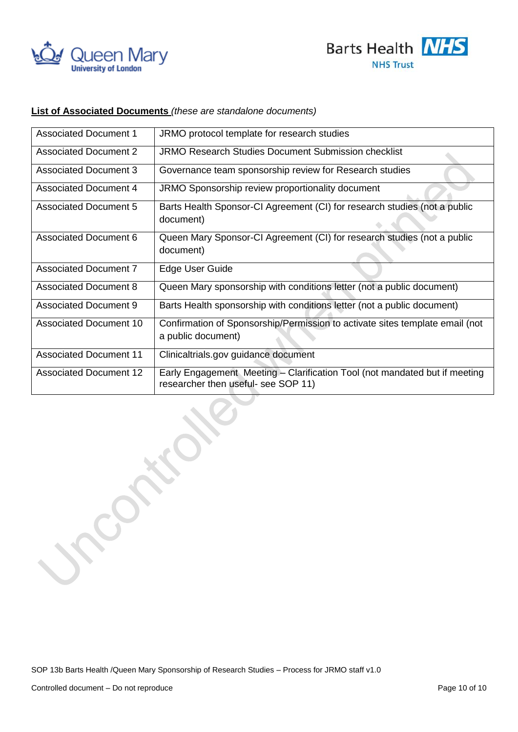**List of Associated Documents** *(these are standalone documents)*

| | |
|---|---|
| Associated Document 1 | JRMO protocol template for research studies |
| Associated Document 2 | JRMO Research Studies Document Submission checklist |
| Associated Document 3 | Governance team sponsorship review for Research studies |
| Associated Document 4 | JRMO Sponsorship review proportionality document |
| Associated Document 5 | Barts Health Sponsor-CI Agreement (CI) for research studies (not a public document) |
| Associated Document 6 | Queen Mary Sponsor-CI Agreement (CI) for research studies (not a public document) |
| Associated Document 7 | Edge User Guide |
| Associated Document 8 | Queen Mary sponsorship with conditions letter (not a public document) |
| Associated Document 9 | Barts Health sponsorship with conditions letter (not a public document) |
| Associated Document 10 | Confirmation of Sponsorship/Permission to activate sites template email (not a public document) |
| Associated Document 11 | Clinicaltrials.gov guidance document |
| Associated Document 12 | Early Engagement Meeting – Clarification Tool (not mandated but if meeting researcher then useful- see SOP 11) |